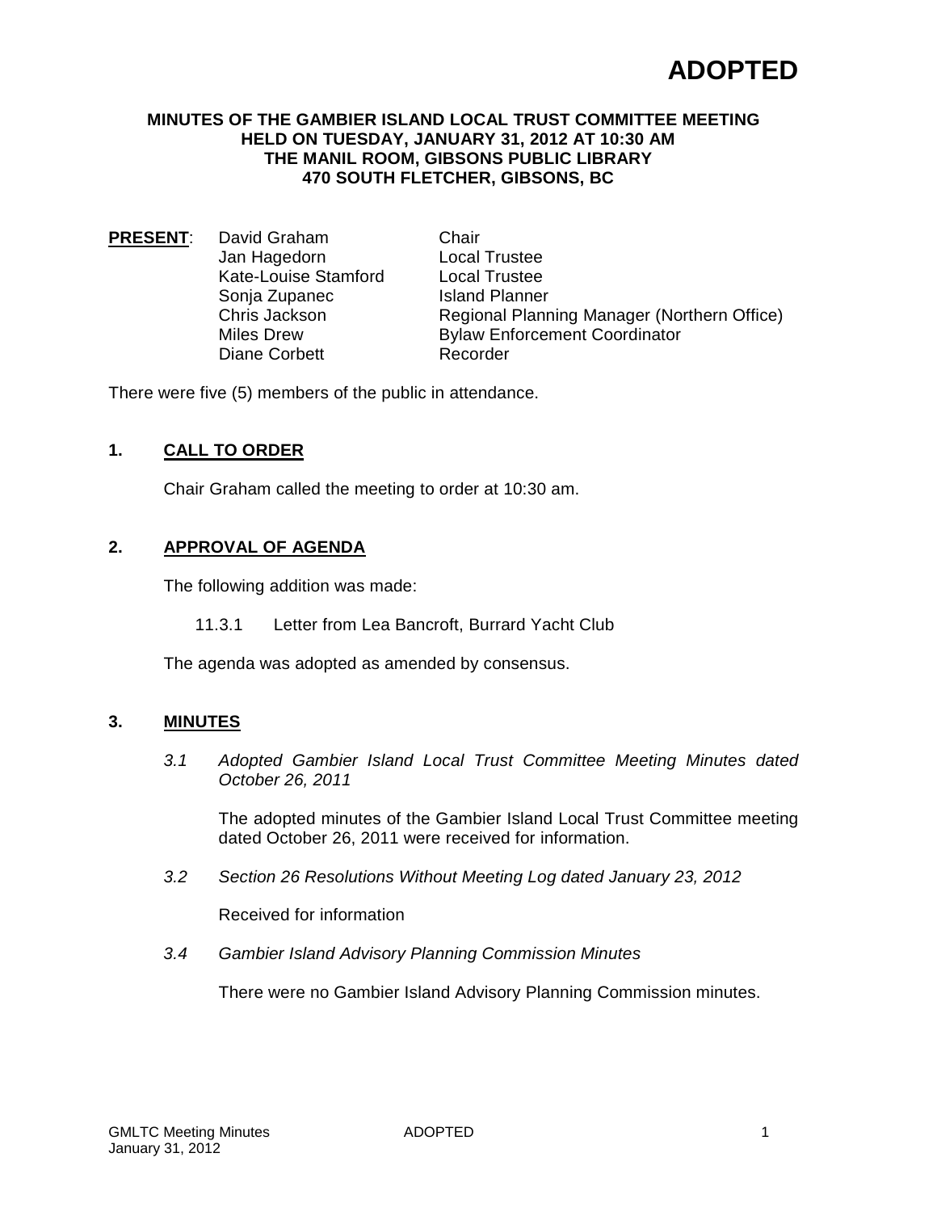# ADOPTED

**MINUTES OF THE GAMBIER ISLAND LOCAL TRUST COMMITTEE MEETING HELD ON TUESDAY, JANUARY 31, 2012 AT 10:30 AM THE MANIL ROOM, GIBSONS PUBLIC LIBRARY 470 SOUTH FLETCHER, GIBSONS, BC**

| **PRESENT**: | | |
|---|---|---|
| | David Graham | Chair |
| | Jan Hagedorn | Local Trustee |
| | Kate-Louise Stamford | Local Trustee |
| | Sonja Zupanec | Island Planner |
| | Chris Jackson | Regional Planning Manager (Northern Office) |
| | Miles Drew | Bylaw Enforcement Coordinator |
| | Diane Corbett | Recorder |

There were five (5) members of the public in attendance.

## 1. CALL TO ORDER

Chair Graham called the meeting to order at 10:30 am.

## 2. APPROVAL OF AGENDA

The following addition was made:

11.3.1 Letter from Lea Bancroft, Burrard Yacht Club

The agenda was adopted as amended by consensus.

## 3. MINUTES

*3.1 Adopted Gambier Island Local Trust Committee Meeting Minutes dated October 26, 2011*

The adopted minutes of the Gambier Island Local Trust Committee meeting dated October 26, 2011 were received for information.

*3.2 Section 26 Resolutions Without Meeting Log dated January 23, 2012*

Received for information

*3.4 Gambier Island Advisory Planning Commission Minutes*

There were no Gambier Island Advisory Planning Commission minutes.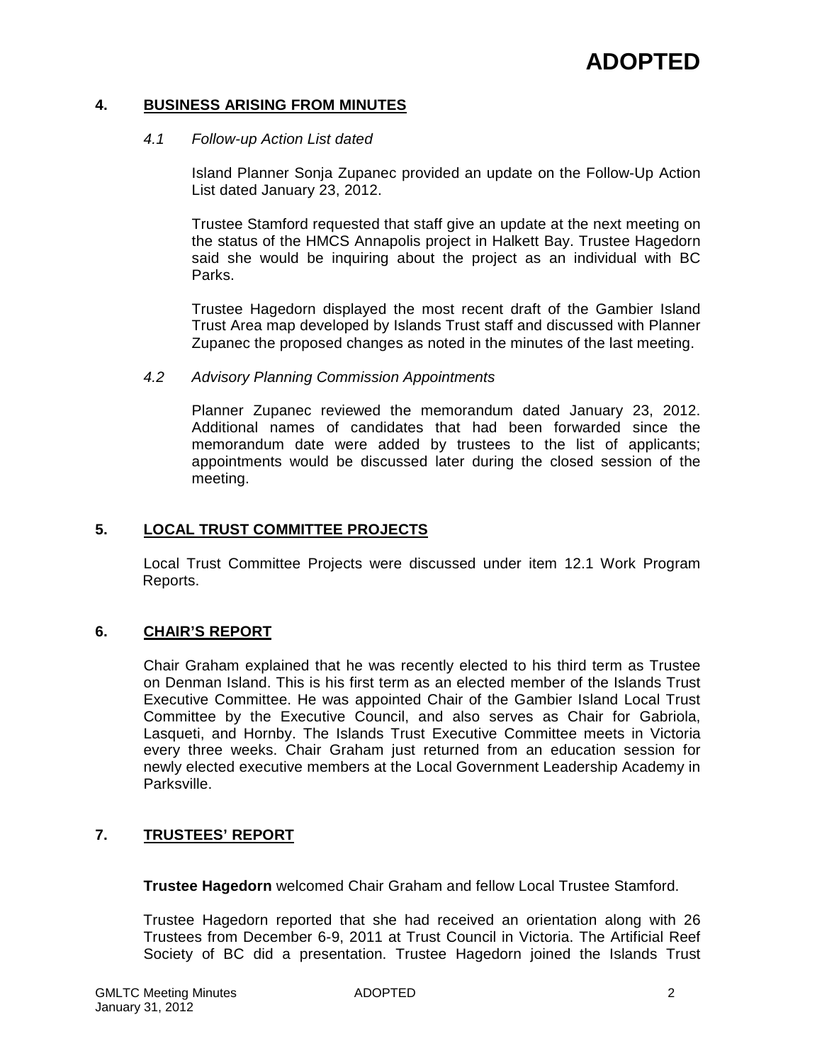# ADOPTED

## 4. BUSINESS ARISING FROM MINUTES

### *4.1 Follow-up Action List dated*

Island Planner Sonja Zupanec provided an update on the Follow-Up Action List dated January 23, 2012.

Trustee Stamford requested that staff give an update at the next meeting on the status of the HMCS Annapolis project in Halkett Bay. Trustee Hagedorn said she would be inquiring about the project as an individual with BC Parks.

Trustee Hagedorn displayed the most recent draft of the Gambier Island Trust Area map developed by Islands Trust staff and discussed with Planner Zupanec the proposed changes as noted in the minutes of the last meeting.

### *4.2 Advisory Planning Commission Appointments*

Planner Zupanec reviewed the memorandum dated January 23, 2012. Additional names of candidates that had been forwarded since the memorandum date were added by trustees to the list of applicants; appointments would be discussed later during the closed session of the meeting.

## 5. LOCAL TRUST COMMITTEE PROJECTS

Local Trust Committee Projects were discussed under item 12.1 Work Program Reports.

## 6. CHAIR'S REPORT

Chair Graham explained that he was recently elected to his third term as Trustee on Denman Island. This is his first term as an elected member of the Islands Trust Executive Committee. He was appointed Chair of the Gambier Island Local Trust Committee by the Executive Council, and also serves as Chair for Gabriola, Lasqueti, and Hornby. The Islands Trust Executive Committee meets in Victoria every three weeks. Chair Graham just returned from an education session for newly elected executive members at the Local Government Leadership Academy in Parksville.

## 7. TRUSTEES' REPORT

**Trustee Hagedorn** welcomed Chair Graham and fellow Local Trustee Stamford.

Trustee Hagedorn reported that she had received an orientation along with 26 Trustees from December 6-9, 2011 at Trust Council in Victoria. The Artificial Reef Society of BC did a presentation. Trustee Hagedorn joined the Islands Trust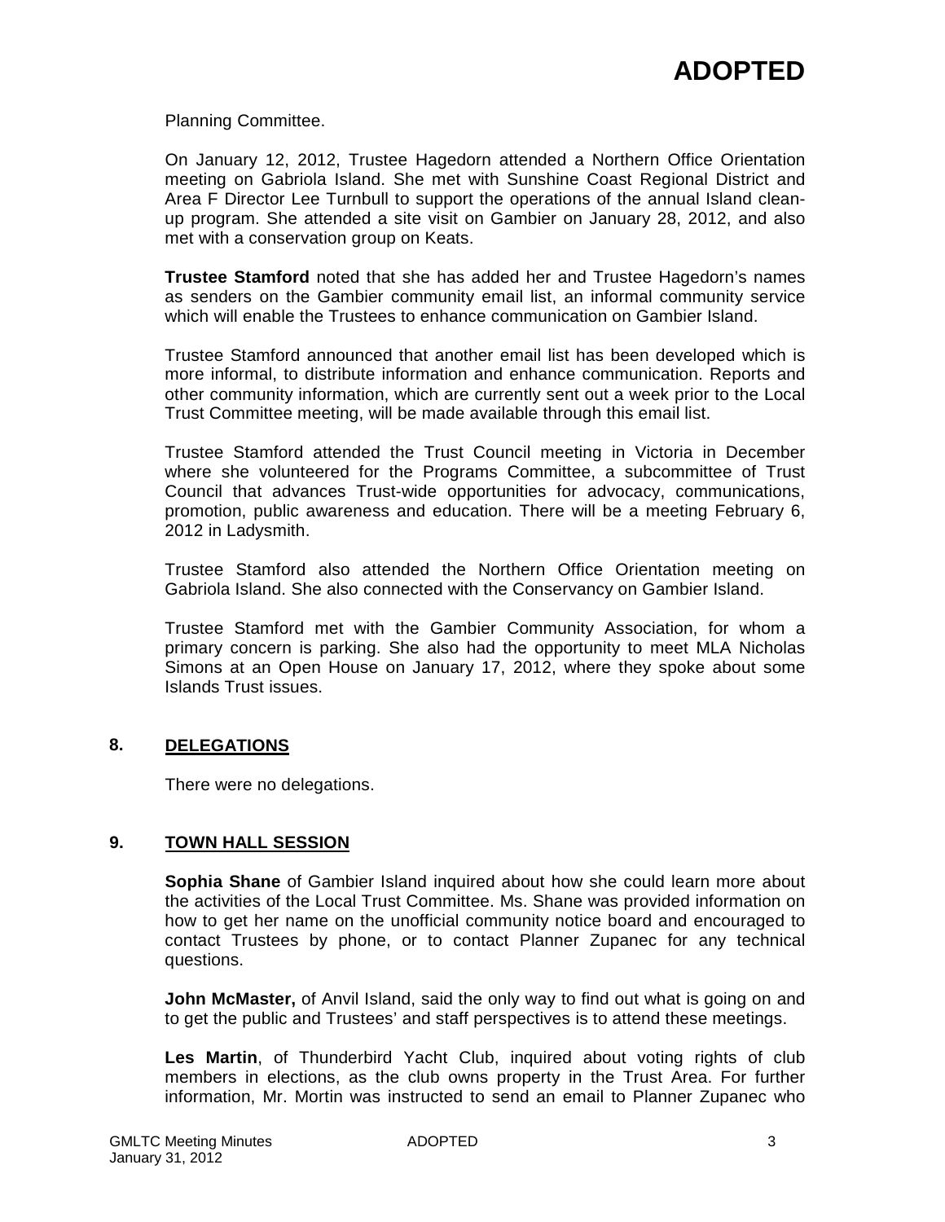Planning Committee.

On January 12, 2012, Trustee Hagedorn attended a Northern Office Orientation meeting on Gabriola Island. She met with Sunshine Coast Regional District and Area F Director Lee Turnbull to support the operations of the annual Island clean-up program. She attended a site visit on Gambier on January 28, 2012, and also met with a conservation group on Keats.

**Trustee Stamford** noted that she has added her and Trustee Hagedorn's names as senders on the Gambier community email list, an informal community service which will enable the Trustees to enhance communication on Gambier Island.

Trustee Stamford announced that another email list has been developed which is more informal, to distribute information and enhance communication. Reports and other community information, which are currently sent out a week prior to the Local Trust Committee meeting, will be made available through this email list.

Trustee Stamford attended the Trust Council meeting in Victoria in December where she volunteered for the Programs Committee, a subcommittee of Trust Council that advances Trust-wide opportunities for advocacy, communications, promotion, public awareness and education. There will be a meeting February 6, 2012 in Ladysmith.

Trustee Stamford also attended the Northern Office Orientation meeting on Gabriola Island. She also connected with the Conservancy on Gambier Island.

Trustee Stamford met with the Gambier Community Association, for whom a primary concern is parking. She also had the opportunity to meet MLA Nicholas Simons at an Open House on January 17, 2012, where they spoke about some Islands Trust issues.

## 8. DELEGATIONS

There were no delegations.

## 9. TOWN HALL SESSION

**Sophia Shane** of Gambier Island inquired about how she could learn more about the activities of the Local Trust Committee. Ms. Shane was provided information on how to get her name on the unofficial community notice board and encouraged to contact Trustees by phone, or to contact Planner Zupanec for any technical questions.

**John McMaster,** of Anvil Island, said the only way to find out what is going on and to get the public and Trustees' and staff perspectives is to attend these meetings.

**Les Martin**, of Thunderbird Yacht Club, inquired about voting rights of club members in elections, as the club owns property in the Trust Area. For further information, Mr. Mortin was instructed to send an email to Planner Zupanec who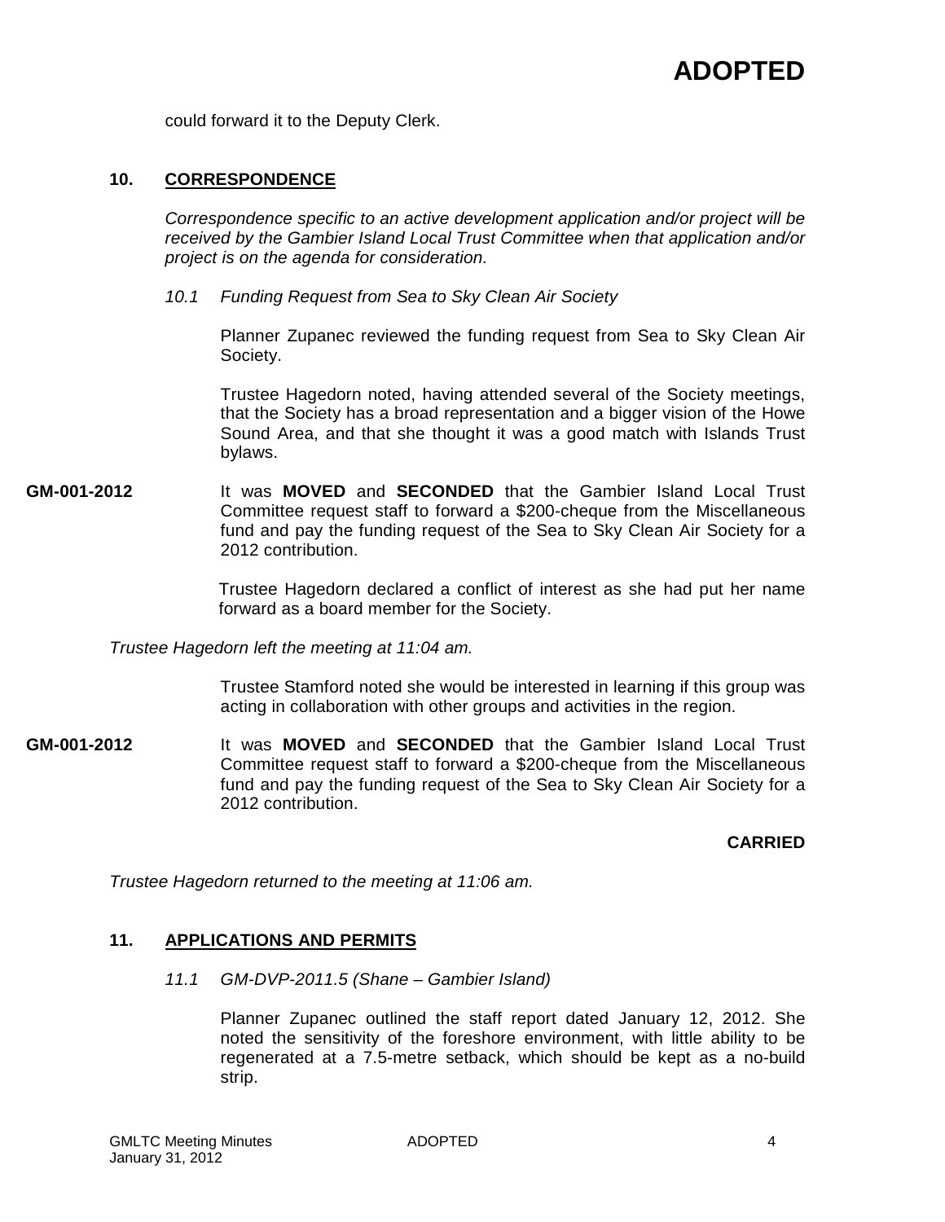# ADOPTED

could forward it to the Deputy Clerk.

## 10. CORRESPONDENCE

*Correspondence specific to an active development application and/or project will be received by the Gambier Island Local Trust Committee when that application and/or project is on the agenda for consideration.*

*10.1 Funding Request from Sea to Sky Clean Air Society*

Planner Zupanec reviewed the funding request from Sea to Sky Clean Air Society.

Trustee Hagedorn noted, having attended several of the Society meetings, that the Society has a broad representation and a bigger vision of the Howe Sound Area, and that she thought it was a good match with Islands Trust bylaws.

**GM-001-2012** It was **MOVED** and **SECONDED** that the Gambier Island Local Trust Committee request staff to forward a $200-cheque from the Miscellaneous fund and pay the funding request of the Sea to Sky Clean Air Society for a 2012 contribution.

Trustee Hagedorn declared a conflict of interest as she had put her name forward as a board member for the Society.

*Trustee Hagedorn left the meeting at 11:04 am.*

Trustee Stamford noted she would be interested in learning if this group was acting in collaboration with other groups and activities in the region.

**GM-001-2012** It was **MOVED** and **SECONDED** that the Gambier Island Local Trust Committee request staff to forward a $200-cheque from the Miscellaneous fund and pay the funding request of the Sea to Sky Clean Air Society for a 2012 contribution.

**CARRIED**

*Trustee Hagedorn returned to the meeting at 11:06 am.*

## 11. APPLICATIONS AND PERMITS

*11.1 GM-DVP-2011.5 (Shane – Gambier Island)*

Planner Zupanec outlined the staff report dated January 12, 2012. She noted the sensitivity of the foreshore environment, with little ability to be regenerated at a 7.5-metre setback, which should be kept as a no-build strip.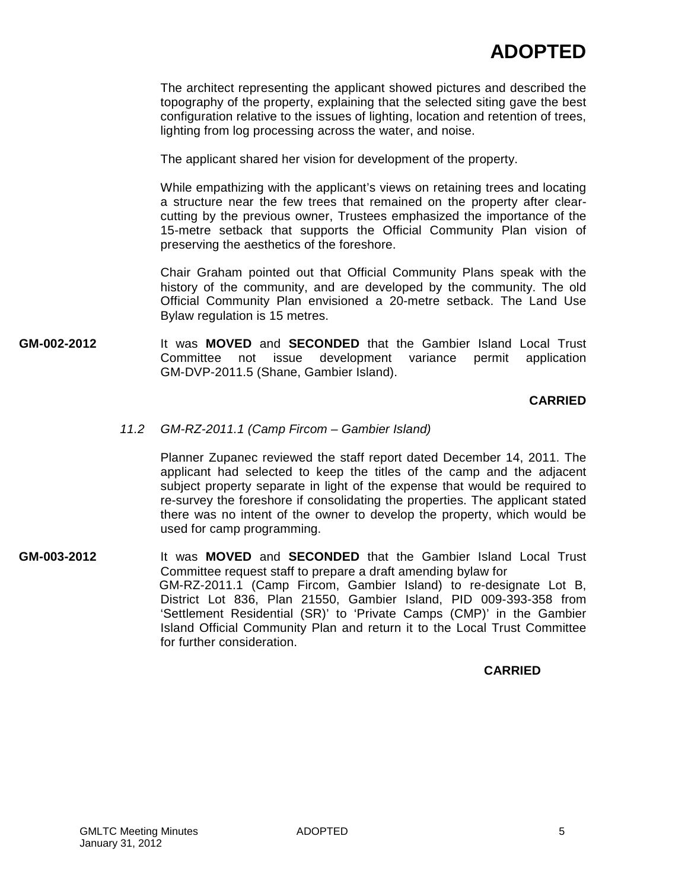**ADOPTED**

The architect representing the applicant showed pictures and described the topography of the property, explaining that the selected siting gave the best configuration relative to the issues of lighting, location and retention of trees, lighting from log processing across the water, and noise.

The applicant shared her vision for development of the property.

While empathizing with the applicant's views on retaining trees and locating a structure near the few trees that remained on the property after clear-cutting by the previous owner, Trustees emphasized the importance of the 15-metre setback that supports the Official Community Plan vision of preserving the aesthetics of the foreshore.

Chair Graham pointed out that Official Community Plans speak with the history of the community, and are developed by the community. The old Official Community Plan envisioned a 20-metre setback. The Land Use Bylaw regulation is 15 metres.

**GM-002-2012** It was **MOVED** and **SECONDED** that the Gambier Island Local Trust Committee not issue development variance permit application GM-DVP-2011.5 (Shane, Gambier Island).

**CARRIED**

*11.2 GM-RZ-2011.1 (Camp Fircom – Gambier Island)*

Planner Zupanec reviewed the staff report dated December 14, 2011. The applicant had selected to keep the titles of the camp and the adjacent subject property separate in light of the expense that would be required to re-survey the foreshore if consolidating the properties. The applicant stated there was no intent of the owner to develop the property, which would be used for camp programming.

**GM-003-2012** It was **MOVED** and **SECONDED** that the Gambier Island Local Trust Committee request staff to prepare a draft amending bylaw for GM-RZ-2011.1 (Camp Fircom, Gambier Island) to re-designate Lot B, District Lot 836, Plan 21550, Gambier Island, PID 009-393-358 from 'Settlement Residential (SR)' to 'Private Camps (CMP)' in the Gambier Island Official Community Plan and return it to the Local Trust Committee for further consideration.

**CARRIED**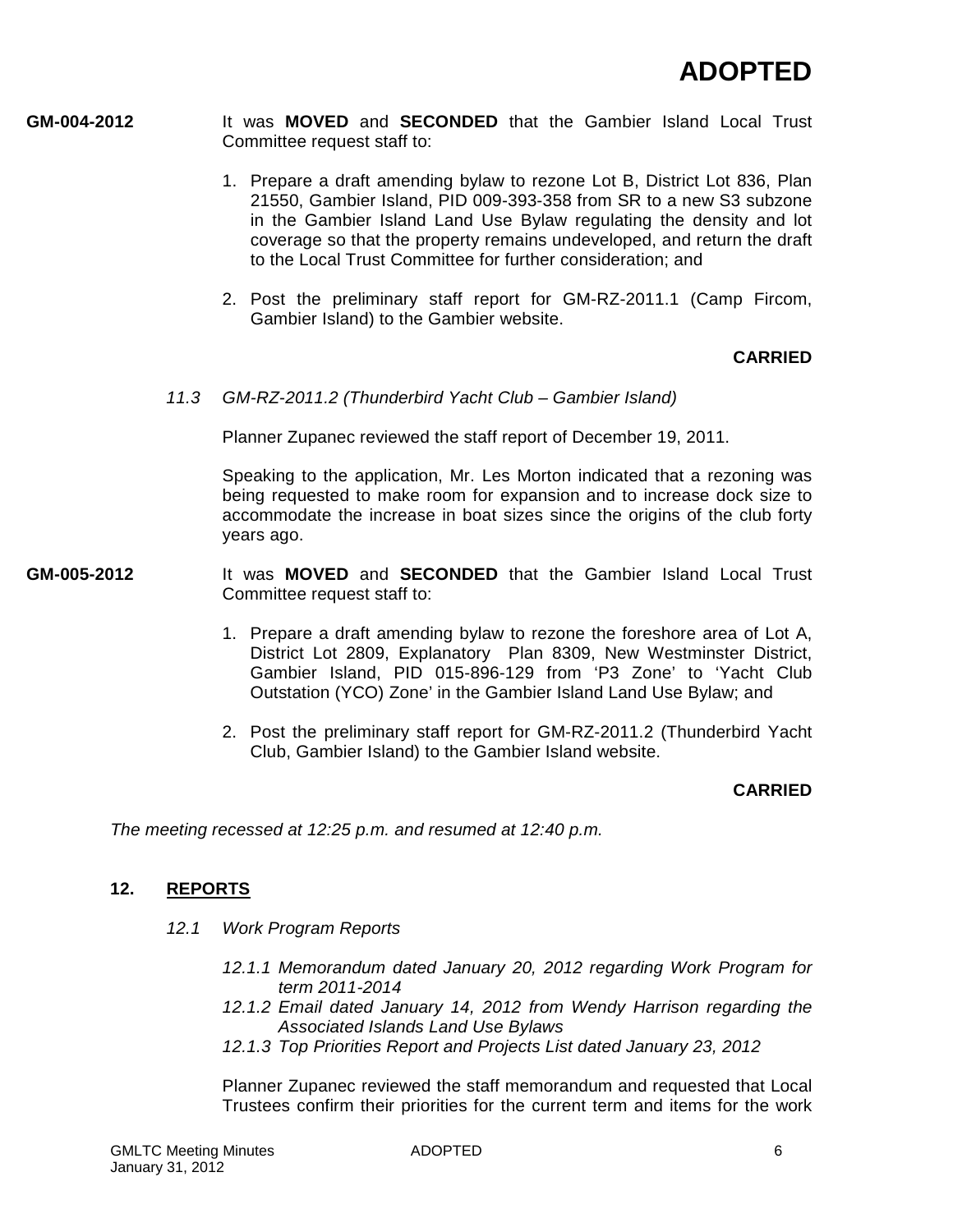**ADOPTED**

**GM-004-2012** It was **MOVED** and **SECONDED** that the Gambier Island Local Trust Committee request staff to:

1. Prepare a draft amending bylaw to rezone Lot B, District Lot 836, Plan 21550, Gambier Island, PID 009-393-358 from SR to a new S3 subzone in the Gambier Island Land Use Bylaw regulating the density and lot coverage so that the property remains undeveloped, and return the draft to the Local Trust Committee for further consideration; and
2. Post the preliminary staff report for GM-RZ-2011.1 (Camp Fircom, Gambier Island) to the Gambier website.

**CARRIED**

*11.3 GM-RZ-2011.2 (Thunderbird Yacht Club – Gambier Island)*

Planner Zupanec reviewed the staff report of December 19, 2011.

Speaking to the application, Mr. Les Morton indicated that a rezoning was being requested to make room for expansion and to increase dock size to accommodate the increase in boat sizes since the origins of the club forty years ago.

**GM-005-2012** It was **MOVED** and **SECONDED** that the Gambier Island Local Trust Committee request staff to:

1. Prepare a draft amending bylaw to rezone the foreshore area of Lot A, District Lot 2809, Explanatory Plan 8309, New Westminster District, Gambier Island, PID 015-896-129 from 'P3 Zone' to 'Yacht Club Outstation (YCO) Zone' in the Gambier Island Land Use Bylaw; and
2. Post the preliminary staff report for GM-RZ-2011.2 (Thunderbird Yacht Club, Gambier Island) to the Gambier Island website.

**CARRIED**

*The meeting recessed at 12:25 p.m. and resumed at 12:40 p.m.*

## 12. REPORTS

*12.1 Work Program Reports*

*12.1.1 Memorandum dated January 20, 2012 regarding Work Program for term 2011-2014*

*12.1.2 Email dated January 14, 2012 from Wendy Harrison regarding the Associated Islands Land Use Bylaws*

*12.1.3 Top Priorities Report and Projects List dated January 23, 2012*

Planner Zupanec reviewed the staff memorandum and requested that Local Trustees confirm their priorities for the current term and items for the work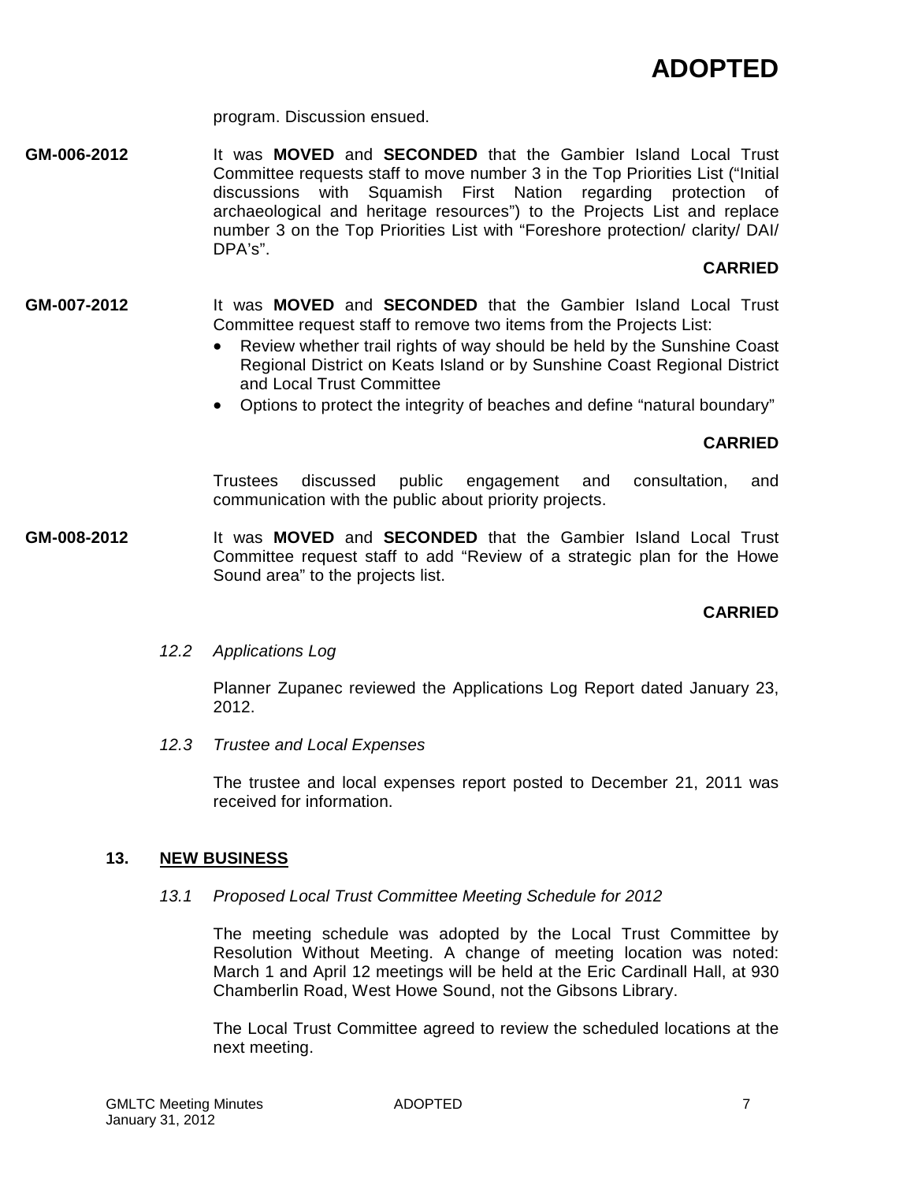# ADOPTED

program. Discussion ensued.

**GM-006-2012** It was **MOVED** and **SECONDED** that the Gambier Island Local Trust Committee requests staff to move number 3 in the Top Priorities List ("Initial discussions with Squamish First Nation regarding protection of archaeological and heritage resources") to the Projects List and replace number 3 on the Top Priorities List with "Foreshore protection/ clarity/ DAI/ DPA's".

**CARRIED**

**GM-007-2012** It was **MOVED** and **SECONDED** that the Gambier Island Local Trust Committee request staff to remove two items from the Projects List:

- Review whether trail rights of way should be held by the Sunshine Coast Regional District on Keats Island or by Sunshine Coast Regional District and Local Trust Committee
- Options to protect the integrity of beaches and define "natural boundary"

**CARRIED**

Trustees discussed public engagement and consultation, and communication with the public about priority projects.

**GM-008-2012** It was **MOVED** and **SECONDED** that the Gambier Island Local Trust Committee request staff to add "Review of a strategic plan for the Howe Sound area" to the projects list.

**CARRIED**

*12.2 Applications Log*

Planner Zupanec reviewed the Applications Log Report dated January 23, 2012.

*12.3 Trustee and Local Expenses*

The trustee and local expenses report posted to December 21, 2011 was received for information.

## 13. NEW BUSINESS

*13.1 Proposed Local Trust Committee Meeting Schedule for 2012*

The meeting schedule was adopted by the Local Trust Committee by Resolution Without Meeting. A change of meeting location was noted: March 1 and April 12 meetings will be held at the Eric Cardinall Hall, at 930 Chamberlin Road, West Howe Sound, not the Gibsons Library.

The Local Trust Committee agreed to review the scheduled locations at the next meeting.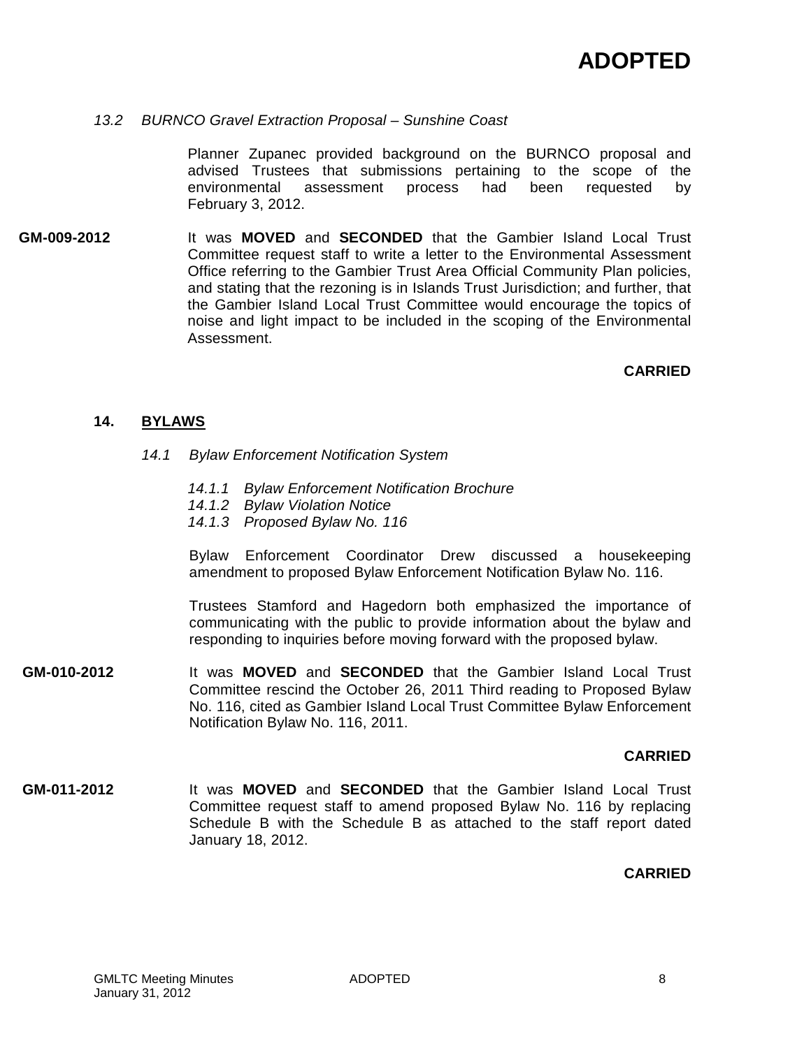**ADOPTED**

*13.2 BURNCO Gravel Extraction Proposal – Sunshine Coast*

Planner Zupanec provided background on the BURNCO proposal and advised Trustees that submissions pertaining to the scope of the environmental assessment process had been requested by February 3, 2012.

**GM-009-2012** It was **MOVED** and **SECONDED** that the Gambier Island Local Trust Committee request staff to write a letter to the Environmental Assessment Office referring to the Gambier Trust Area Official Community Plan policies, and stating that the rezoning is in Islands Trust Jurisdiction; and further, that the Gambier Island Local Trust Committee would encourage the topics of noise and light impact to be included in the scoping of the Environmental Assessment.

**CARRIED**

## 14. BYLAWS

*14.1 Bylaw Enforcement Notification System*

*14.1.1 Bylaw Enforcement Notification Brochure*
*14.1.2 Bylaw Violation Notice*
*14.1.3 Proposed Bylaw No. 116*

Bylaw Enforcement Coordinator Drew discussed a housekeeping amendment to proposed Bylaw Enforcement Notification Bylaw No. 116.

Trustees Stamford and Hagedorn both emphasized the importance of communicating with the public to provide information about the bylaw and responding to inquiries before moving forward with the proposed bylaw.

**GM-010-2012** It was **MOVED** and **SECONDED** that the Gambier Island Local Trust Committee rescind the October 26, 2011 Third reading to Proposed Bylaw No. 116, cited as Gambier Island Local Trust Committee Bylaw Enforcement Notification Bylaw No. 116, 2011.

**CARRIED**

**GM-011-2012** It was **MOVED** and **SECONDED** that the Gambier Island Local Trust Committee request staff to amend proposed Bylaw No. 116 by replacing Schedule B with the Schedule B as attached to the staff report dated January 18, 2012.

**CARRIED**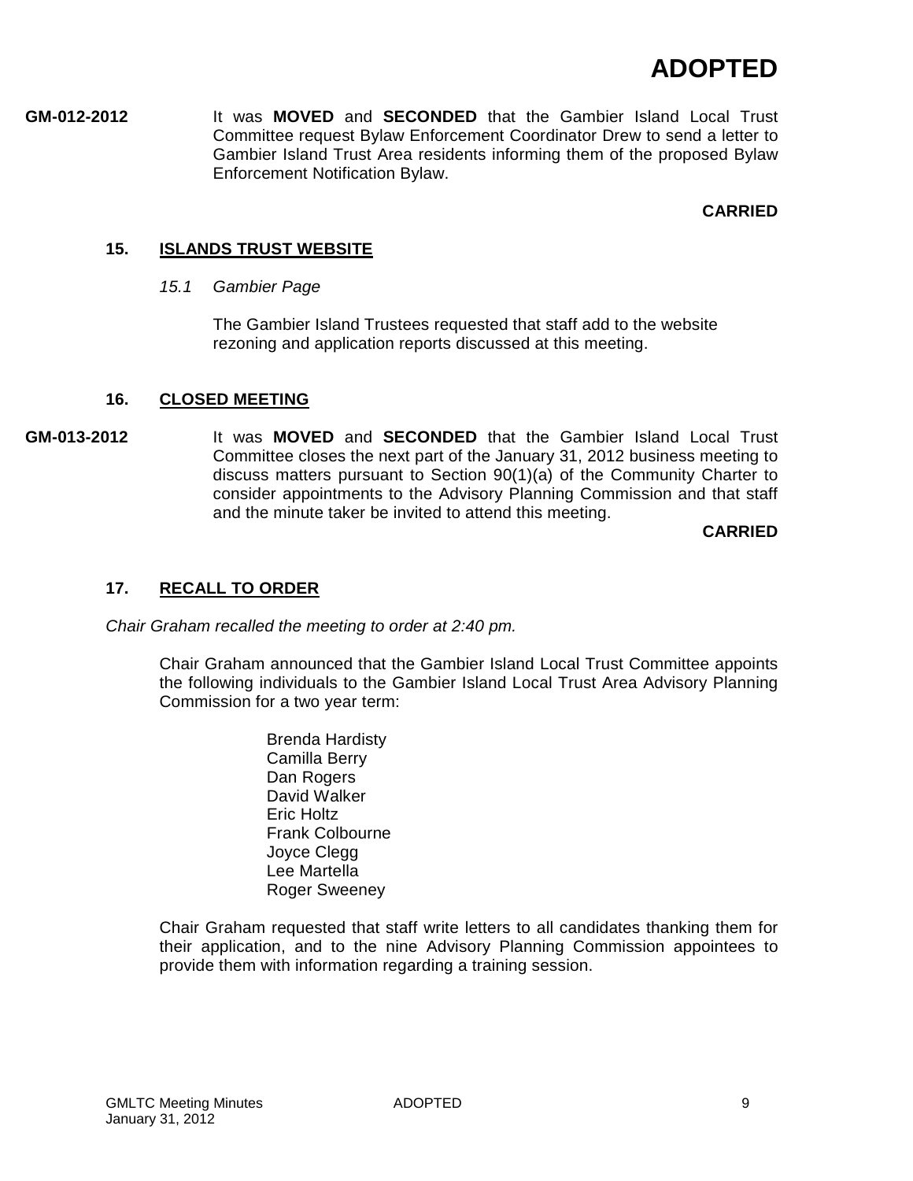**ADOPTED**

**GM-012-2012** It was **MOVED** and **SECONDED** that the Gambier Island Local Trust Committee request Bylaw Enforcement Coordinator Drew to send a letter to Gambier Island Trust Area residents informing them of the proposed Bylaw Enforcement Notification Bylaw.

**CARRIED**

## 15. ISLANDS TRUST WEBSITE

*15.1 Gambier Page*

The Gambier Island Trustees requested that staff add to the website rezoning and application reports discussed at this meeting.

## 16. CLOSED MEETING

**GM-013-2012** It was **MOVED** and **SECONDED** that the Gambier Island Local Trust Committee closes the next part of the January 31, 2012 business meeting to discuss matters pursuant to Section 90(1)(a) of the Community Charter to consider appointments to the Advisory Planning Commission and that staff and the minute taker be invited to attend this meeting.

**CARRIED**

## 17. RECALL TO ORDER

*Chair Graham recalled the meeting to order at 2:40 pm.*

Chair Graham announced that the Gambier Island Local Trust Committee appoints the following individuals to the Gambier Island Local Trust Area Advisory Planning Commission for a two year term:

Brenda Hardisty
Camilla Berry
Dan Rogers
David Walker
Eric Holtz
Frank Colbourne
Joyce Clegg
Lee Martella
Roger Sweeney

Chair Graham requested that staff write letters to all candidates thanking them for their application, and to the nine Advisory Planning Commission appointees to provide them with information regarding a training session.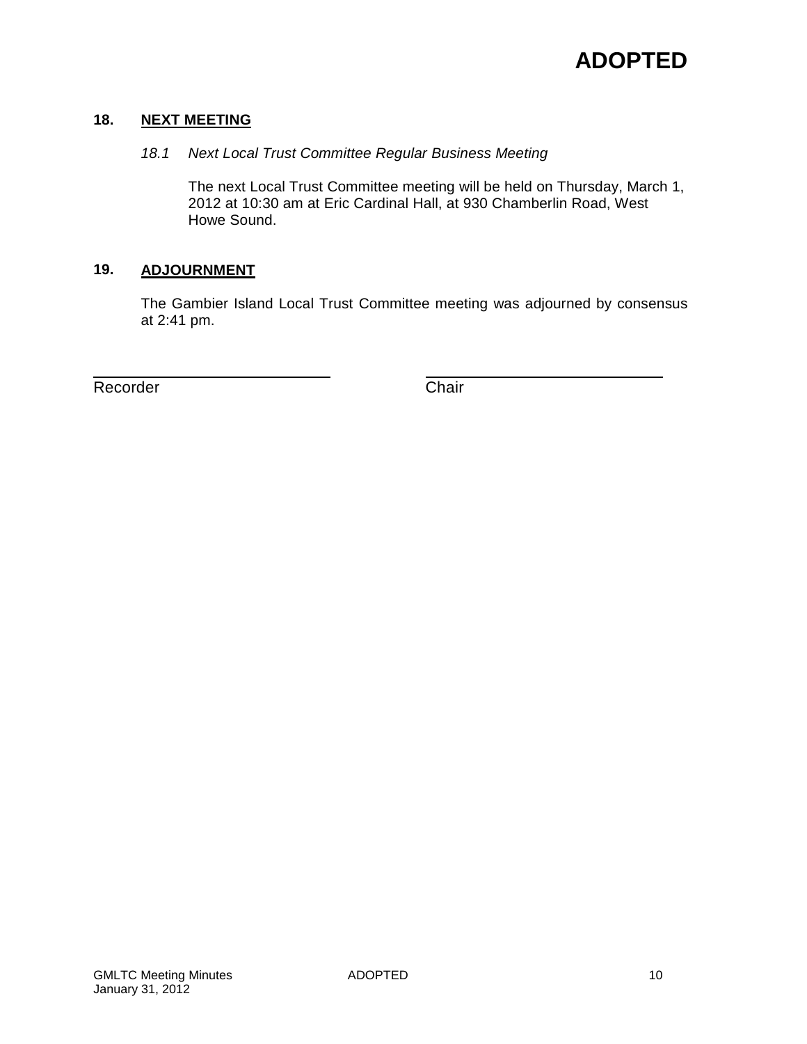**ADOPTED**

## 18. NEXT MEETING

### *18.1 Next Local Trust Committee Regular Business Meeting*

The next Local Trust Committee meeting will be held on Thursday, March 1, 2012 at 10:30 am at Eric Cardinal Hall, at 930 Chamberlin Road, West Howe Sound.

## 19. ADJOURNMENT

The Gambier Island Local Trust Committee meeting was adjourned by consensus at 2:41 pm.

\_\_\_\_\_\_\_\_\_\_\_\_\_\_\_\_\_\_\_\_\_\_\_\_\_\_\_\_
Recorder

\_\_\_\_\_\_\_\_\_\_\_\_\_\_\_\_\_\_\_\_\_\_\_\_\_\_\_\_
Chair